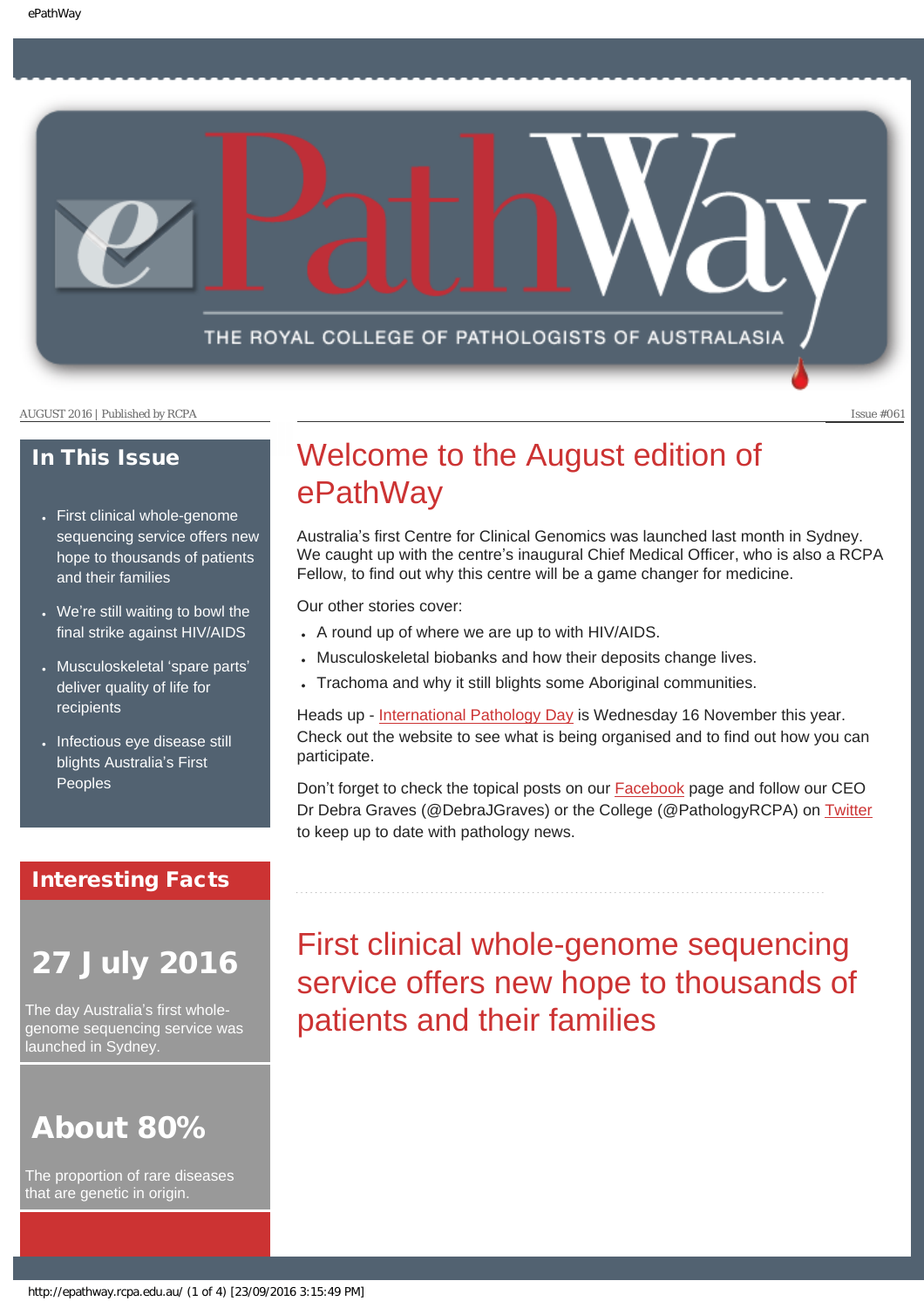# ePathWay

THE ROYAL COLLEGE OF PATHOLOGISTS OF AUSTRALASIA

AUGUST 2016 | Published by RCPA

Issue #061

## In This Issue

- First clinical whole-genome sequencing service offers new hope to thousands of patients and their families
- We're still waiting to bowl the final strike against HIV/AIDS
- Musculoskeletal 'spare parts' deliver quality of life for recipients
- Infectious eye disease still blights Australia's First Peoples

## Interesting Facts

**27 July 2016**

The day Australia's first whole-genome sequencing service was launched in Sydney.

**About 80%**

The proportion of rare diseases that are genetic in origin.

## Welcome to the August edition of ePathWay

Australia's first Centre for Clinical Genomics was launched last month in Sydney. We caught up with the centre's inaugural Chief Medical Officer, who is also a RCPA Fellow, to find out why this centre will be a game changer for medicine.

Our other stories cover:

- A round up of where we are up to with HIV/AIDS.
- Musculoskeletal biobanks and how their deposits change lives.
- Trachoma and why it still blights some Aboriginal communities.

Heads up - International Pathology Day is Wednesday 16 November this year. Check out the website to see what is being organised and to find out how you can participate.

Don't forget to check the topical posts on our Facebook page and follow our CEO Dr Debra Graves (@DebraJGraves) or the College (@PathologyRCPA) on Twitter to keep up to date with pathology news.

## First clinical whole-genome sequencing service offers new hope to thousands of patients and their families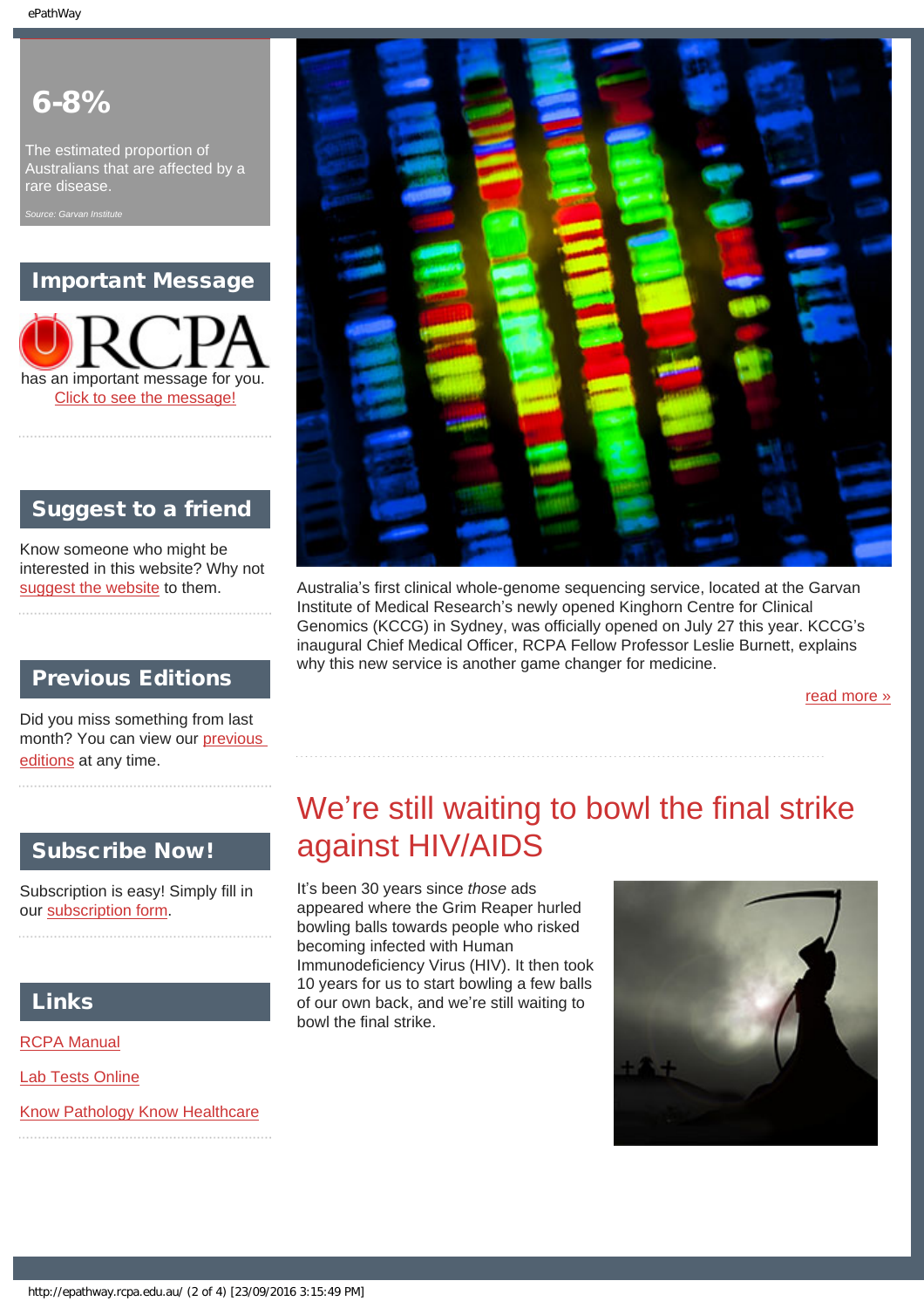## 6-8%

The estimated proportion of Australians that are affected by a rare disease.

*Source: Garvan Institute*

## Important Message

RCPA has an important message for you.
Click to see the message!

## Suggest to a friend

Know someone who might be interested in this website? Why not suggest the website to them.

## Previous Editions

Did you miss something from last month? You can view our previous editions at any time.

## Subscribe Now!

Subscription is easy! Simply fill in our subscription form.

## Links

RCPA Manual

Lab Tests Online

Know Pathology Know Healthcare

Australia's first clinical whole-genome sequencing service, located at the Garvan Institute of Medical Research's newly opened Kinghorn Centre for Clinical Genomics (KCCG) in Sydney, was officially opened on July 27 this year. KCCG's inaugural Chief Medical Officer, RCPA Fellow Professor Leslie Burnett, explains why this new service is another game changer for medicine.

read more »

# We're still waiting to bowl the final strike against HIV/AIDS

It's been 30 years since *those* ads appeared where the Grim Reaper hurled bowling balls towards people who risked becoming infected with Human Immunodeficiency Virus (HIV). It then took 10 years for us to start bowling a few balls of our own back, and we're still waiting to bowl the final strike.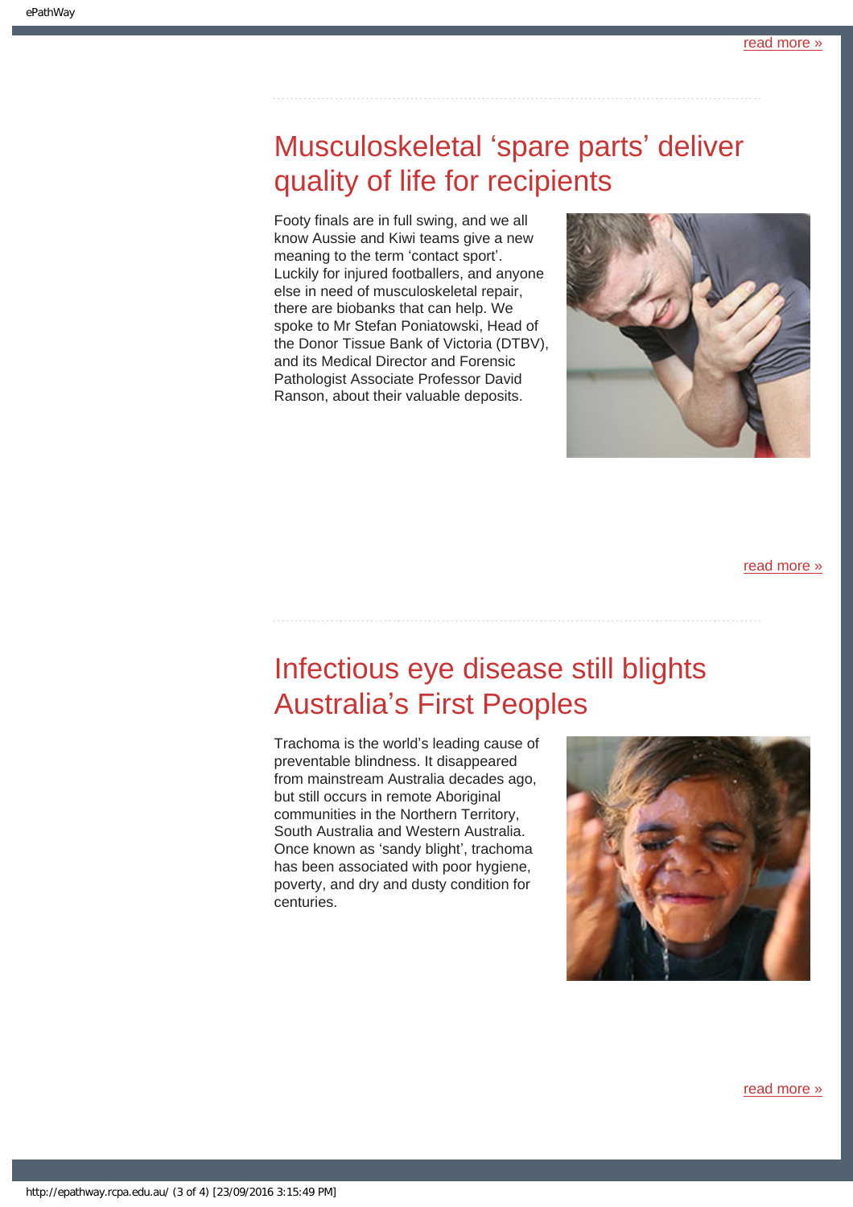read more »

## Musculoskeletal ‘spare parts’ deliver quality of life for recipients

Footy finals are in full swing, and we all know Aussie and Kiwi teams give a new meaning to the term ‘contact sport’. Luckily for injured footballers, and anyone else in need of musculoskeletal repair, there are biobanks that can help. We spoke to Mr Stefan Poniatowski, Head of the Donor Tissue Bank of Victoria (DTBV), and its Medical Director and Forensic Pathologist Associate Professor David Ranson, about their valuable deposits.

read more »

## Infectious eye disease still blights Australia’s First Peoples

Trachoma is the world’s leading cause of preventable blindness. It disappeared from mainstream Australia decades ago, but still occurs in remote Aboriginal communities in the Northern Territory, South Australia and Western Australia. Once known as ‘sandy blight’, trachoma has been associated with poor hygiene, poverty, and dry and dusty condition for centuries.

read more »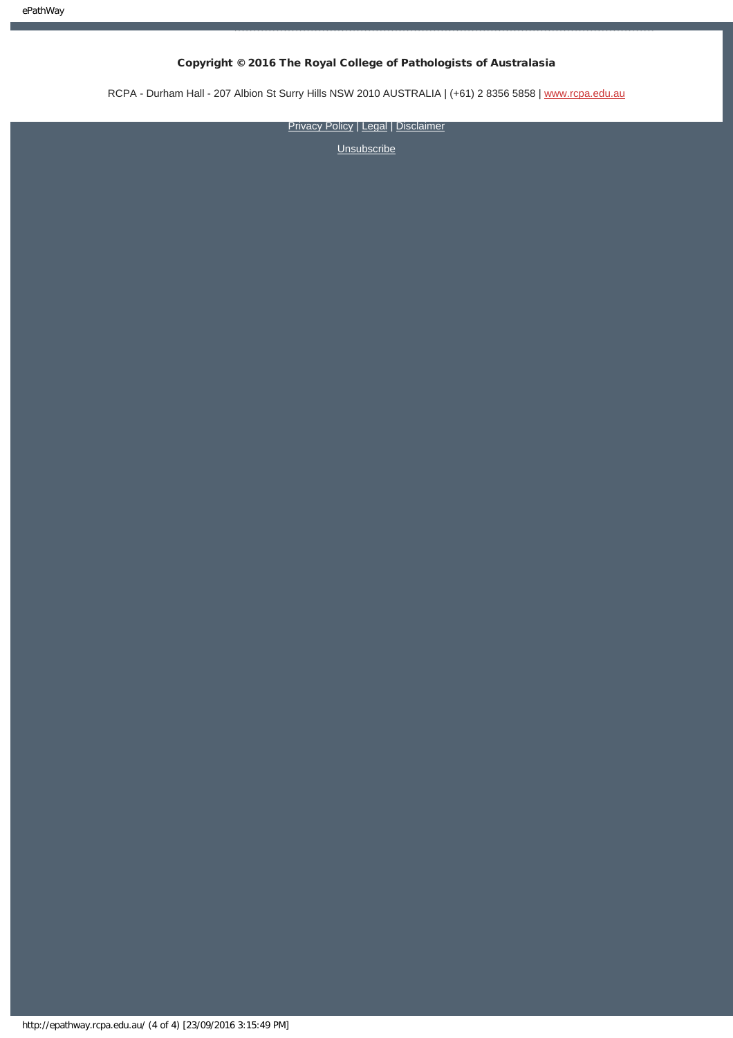**Copyright © 2016 The Royal College of Pathologists of Australasia**

RCPA - Durham Hall - 207 Albion St Surry Hills NSW 2010 AUSTRALIA | (+61) 2 8356 5858 | www.rcpa.edu.au

Privacy Policy | Legal | Disclaimer

Unsubscribe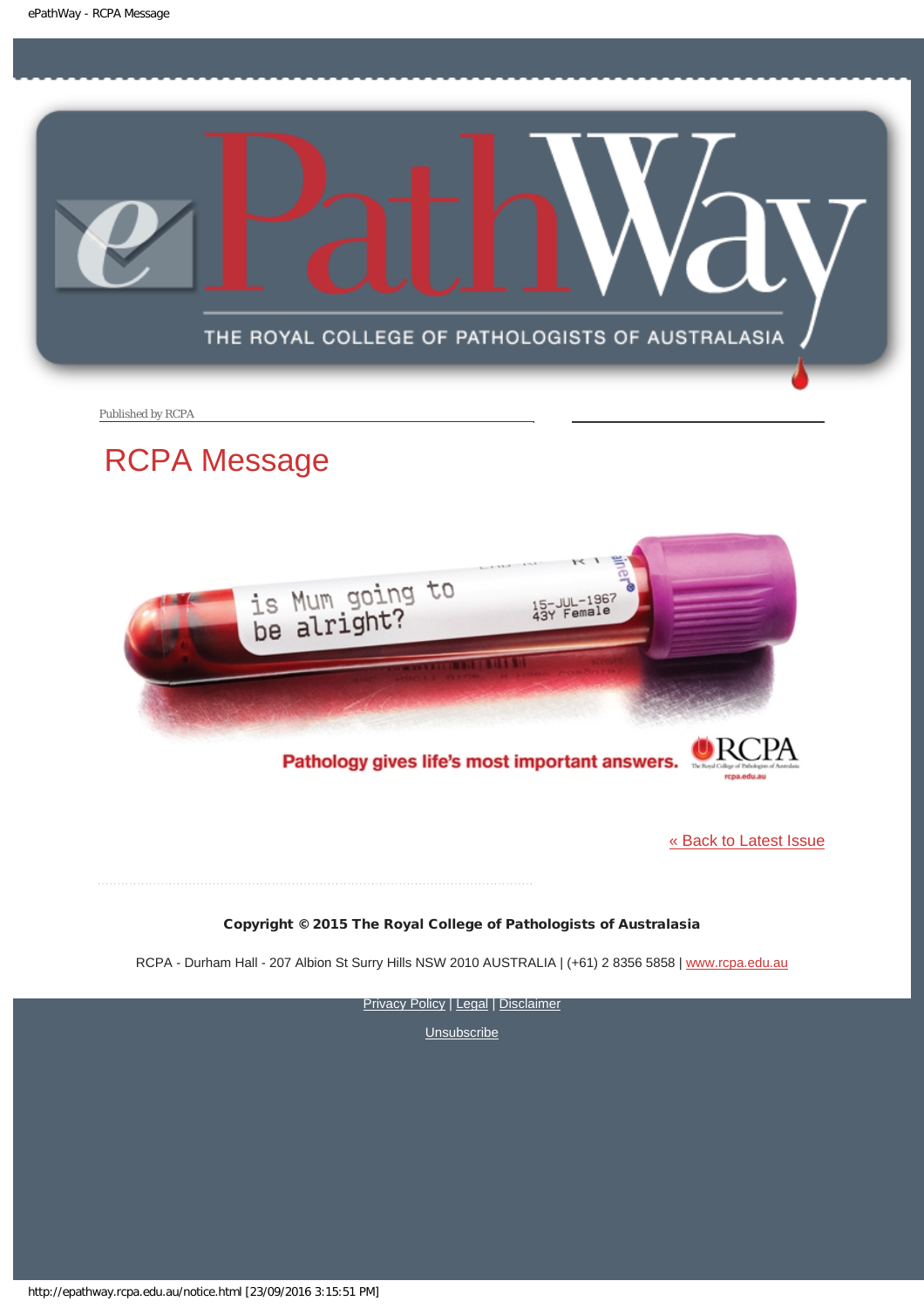Published by RCPA

# RCPA Message

is Mum going to be alright?

15-JUL-1967
43Y Female

Pathology gives life's most important answers. RCPA

[« Back to Latest Issue](http://epathway.rcpa.edu.au/)

**Copyright © 2015 The Royal College of Pathologists of Australasia**

RCPA - Durham Hall - 207 Albion St Surry Hills NSW 2010 AUSTRALIA | (+61) 2 8356 5858 | [www.rcpa.edu.au](http://www.rcpa.edu.au)

Privacy Policy | Legal | Disclaimer

Unsubscribe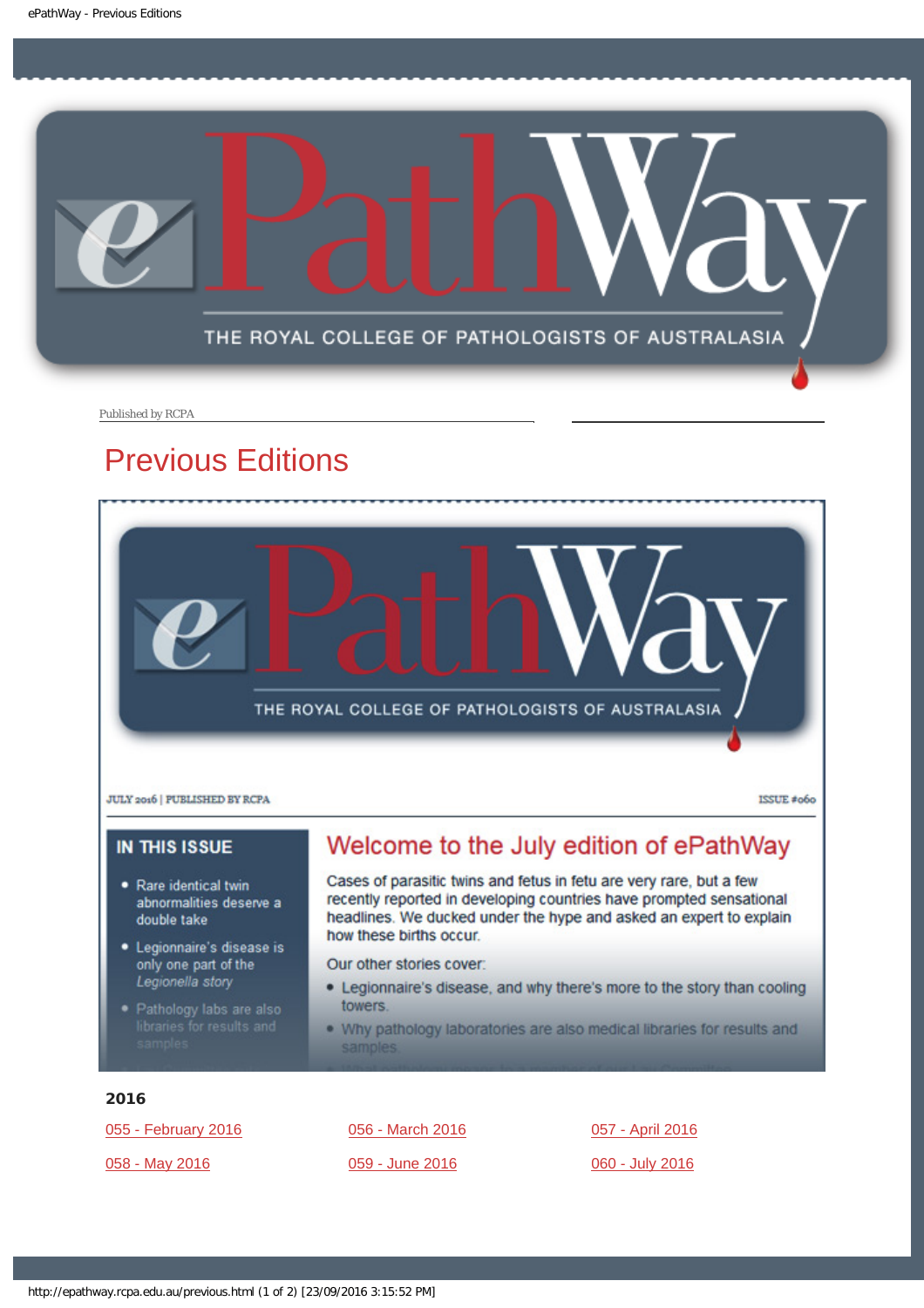Published by RCPA

# Previous Editions

JULY 2016 | PUBLISHED BY RCPA

ISSUE #060

**IN THIS ISSUE**

- Rare identical twin abnormalities deserve a double take
- Legionnaire's disease is only one part of the *Legionella* story
- Pathology labs are also libraries for results and samples

## Welcome to the July edition of ePathWay

Cases of parasitic twins and fetus in fetu are very rare, but a few recently reported in developing countries have prompted sensational headlines. We ducked under the hype and asked an expert to explain how these births occur.

Our other stories cover:

- Legionnaire's disease, and why there's more to the story than cooling towers.
- Why pathology laboratories are also medical libraries for results and samples

### 2016

[055 - February 2016](#) [056 - March 2016](#) [057 - April 2016](#)

[058 - May 2016](#) [059 - June 2016](#) [060 - July 2016](#)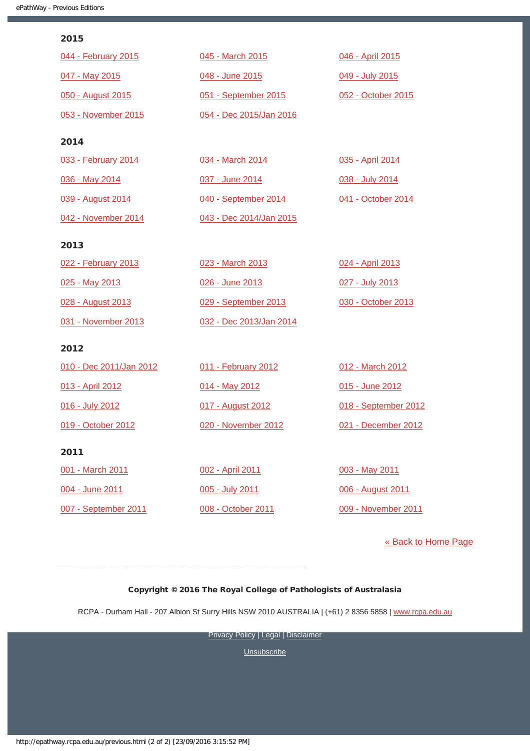## 2015

044 - February 2015
045 - March 2015
046 - April 2015
047 - May 2015
048 - June 2015
049 - July 2015
050 - August 2015
051 - September 2015
052 - October 2015
053 - November 2015
054 - Dec 2015/Jan 2016

## 2014

033 - February 2014
034 - March 2014
035 - April 2014
036 - May 2014
037 - June 2014
038 - July 2014
039 - August 2014
040 - September 2014
041 - October 2014
042 - November 2014
043 - Dec 2014/Jan 2015

## 2013

022 - February 2013
023 - March 2013
024 - April 2013
025 - May 2013
026 - June 2013
027 - July 2013
028 - August 2013
029 - September 2013
030 - October 2013
031 - November 2013
032 - Dec 2013/Jan 2014

## 2012

010 - Dec 2011/Jan 2012
011 - February 2012
012 - March 2012
013 - April 2012
014 - May 2012
015 - June 2012
016 - July 2012
017 - August 2012
018 - September 2012
019 - October 2012
020 - November 2012
021 - December 2012

## 2011

001 - March 2011
002 - April 2011
003 - May 2011
004 - June 2011
005 - July 2011
006 - August 2011
007 - September 2011
008 - October 2011
009 - November 2011

« Back to Home Page

**Copyright © 2016 The Royal College of Pathologists of Australasia**

RCPA - Durham Hall - 207 Albion St Surry Hills NSW 2010 AUSTRALIA | (+61) 2 8356 5858 | www.rcpa.edu.au

Privacy Policy | Legal | Disclaimer

Unsubscribe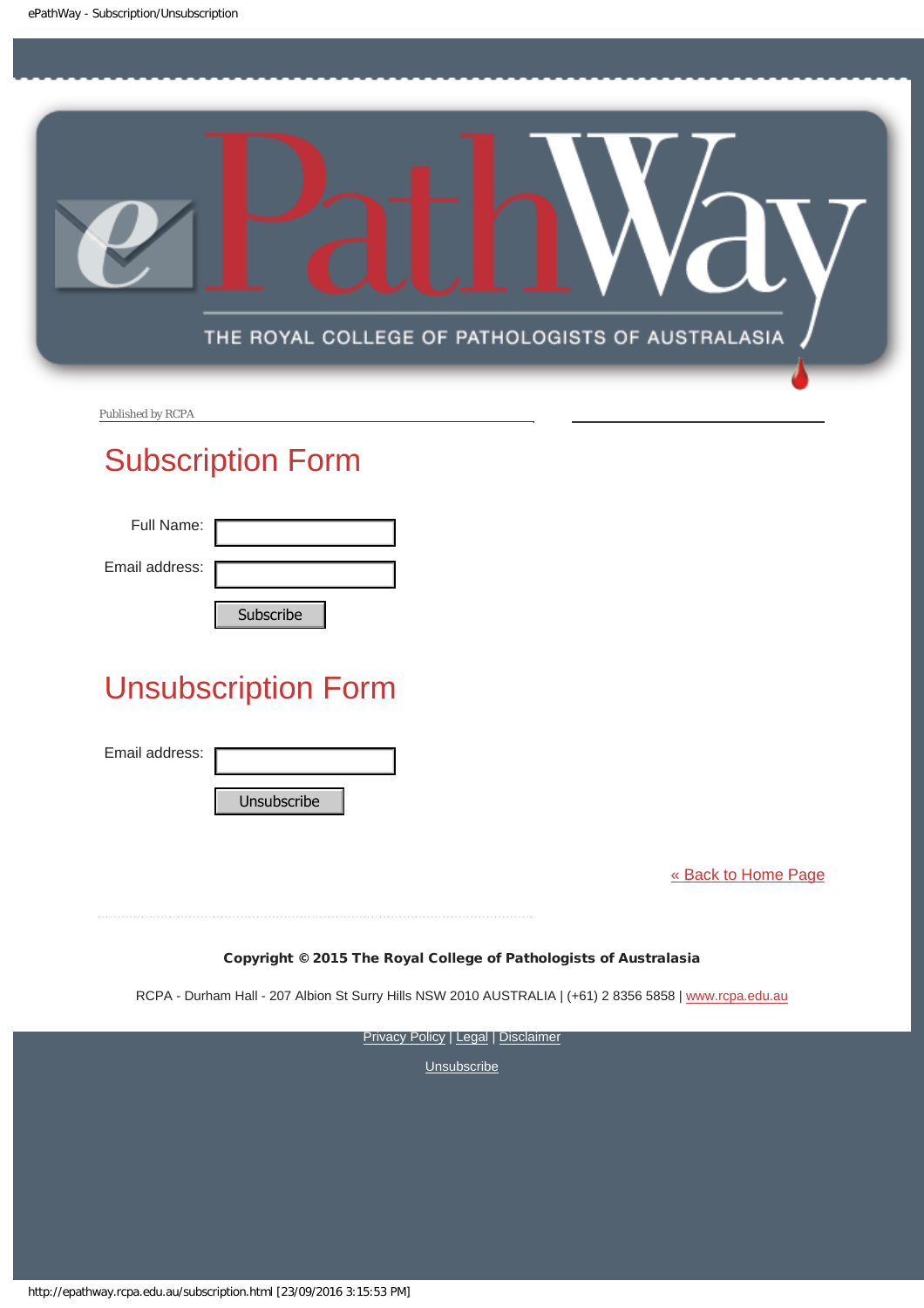Published by RCPA

# Subscription Form

Full Name:

Email address:

Subscribe

# Unsubscription Form

Email address:

Unsubscribe

« Back to Home Page

**Copyright © 2015 The Royal College of Pathologists of Australasia**

RCPA - Durham Hall - 207 Albion St Surry Hills NSW 2010 AUSTRALIA | (+61) 2 8356 5858 | www.rcpa.edu.au

Privacy Policy | Legal | Disclaimer

Unsubscribe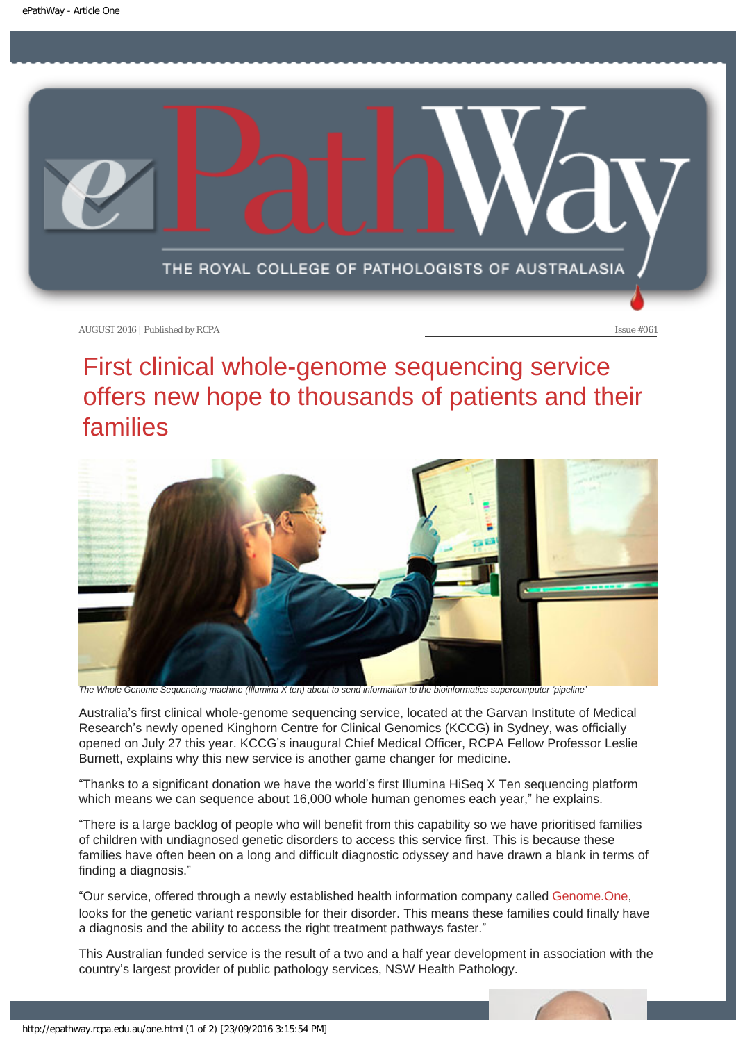AUGUST 2016 | Published by RCPA Issue #061

# First clinical whole-genome sequencing service offers new hope to thousands of patients and their families

*The Whole Genome Sequencing machine (Illumina X ten) about to send information to the bioinformatics supercomputer 'pipeline'*

Australia's first clinical whole-genome sequencing service, located at the Garvan Institute of Medical Research's newly opened Kinghorn Centre for Clinical Genomics (KCCG) in Sydney, was officially opened on July 27 this year. KCCG's inaugural Chief Medical Officer, RCPA Fellow Professor Leslie Burnett, explains why this new service is another game changer for medicine.

"Thanks to a significant donation we have the world's first Illumina HiSeq X Ten sequencing platform which means we can sequence about 16,000 whole human genomes each year," he explains.

"There is a large backlog of people who will benefit from this capability so we have prioritised families of children with undiagnosed genetic disorders to access this service first. This is because these families have often been on a long and difficult diagnostic odyssey and have drawn a blank in terms of finding a diagnosis."

"Our service, offered through a newly established health information company called Genome.One, looks for the genetic variant responsible for their disorder. This means these families could finally have a diagnosis and the ability to access the right treatment pathways faster."

This Australian funded service is the result of a two and a half year development in association with the country's largest provider of public pathology services, NSW Health Pathology.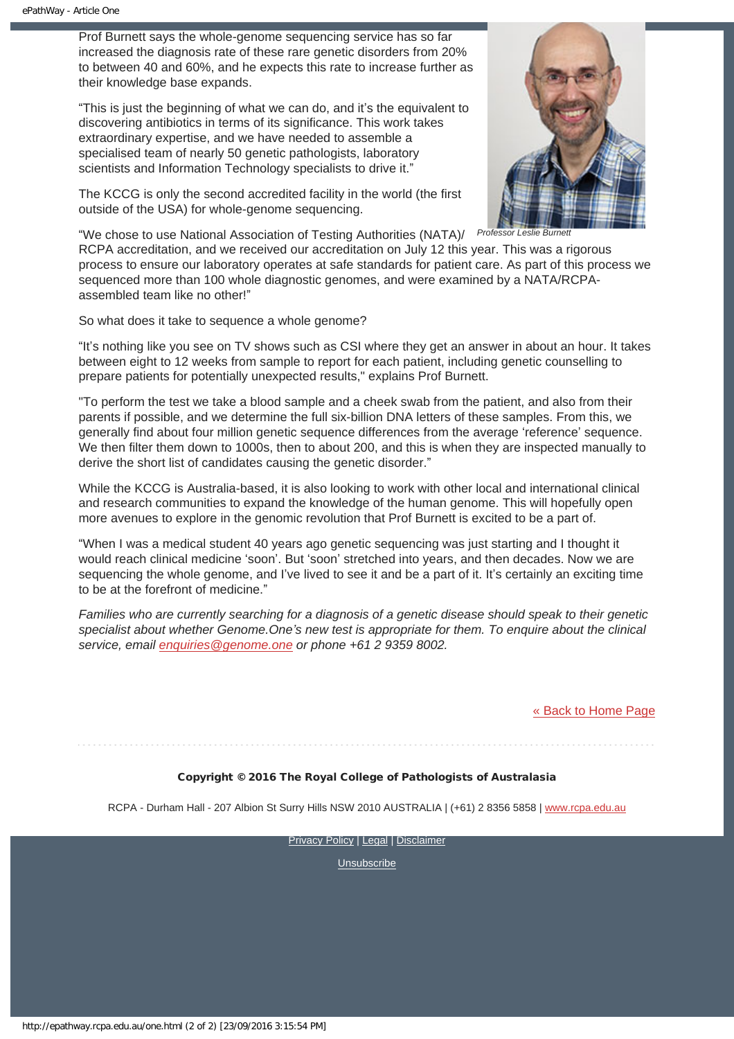Prof Burnett says the whole-genome sequencing service has so far increased the diagnosis rate of these rare genetic disorders from 20% to between 40 and 60%, and he expects this rate to increase further as their knowledge base expands.

"This is just the beginning of what we can do, and it's the equivalent to discovering antibiotics in terms of its significance. This work takes extraordinary expertise, and we have needed to assemble a specialised team of nearly 50 genetic pathologists, laboratory scientists and Information Technology specialists to drive it."

The KCCG is only the second accredited facility in the world (the first outside of the USA) for whole-genome sequencing.

*Professor Leslie Burnett*

"We chose to use National Association of Testing Authorities (NATA)/ RCPA accreditation, and we received our accreditation on July 12 this year. This was a rigorous process to ensure our laboratory operates at safe standards for patient care. As part of this process we sequenced more than 100 whole diagnostic genomes, and were examined by a NATA/RCPA-assembled team like no other!"

So what does it take to sequence a whole genome?

"It's nothing like you see on TV shows such as CSI where they get an answer in about an hour. It takes between eight to 12 weeks from sample to report for each patient, including genetic counselling to prepare patients for potentially unexpected results," explains Prof Burnett.

"To perform the test we take a blood sample and a cheek swab from the patient, and also from their parents if possible, and we determine the full six-billion DNA letters of these samples. From this, we generally find about four million genetic sequence differences from the average 'reference' sequence. We then filter them down to 1000s, then to about 200, and this is when they are inspected manually to derive the short list of candidates causing the genetic disorder."

While the KCCG is Australia-based, it is also looking to work with other local and international clinical and research communities to expand the knowledge of the human genome. This will hopefully open more avenues to explore in the genomic revolution that Prof Burnett is excited to be a part of.

"When I was a medical student 40 years ago genetic sequencing was just starting and I thought it would reach clinical medicine 'soon'. But 'soon' stretched into years, and then decades. Now we are sequencing the whole genome, and I've lived to see it and be a part of it. It's certainly an exciting time to be at the forefront of medicine."

*Families who are currently searching for a diagnosis of a genetic disease should speak to their genetic specialist about whether Genome.One's new test is appropriate for them. To enquire about the clinical service, email [enquiries@genome.one](mailto:enquiries@genome.one) or phone +61 2 9359 8002.*

[« Back to Home Page]

**Copyright © 2016 The Royal College of Pathologists of Australasia**

RCPA - Durham Hall - 207 Albion St Surry Hills NSW 2010 AUSTRALIA | (+61) 2 8356 5858 | www.rcpa.edu.au

Privacy Policy | Legal | Disclaimer

Unsubscribe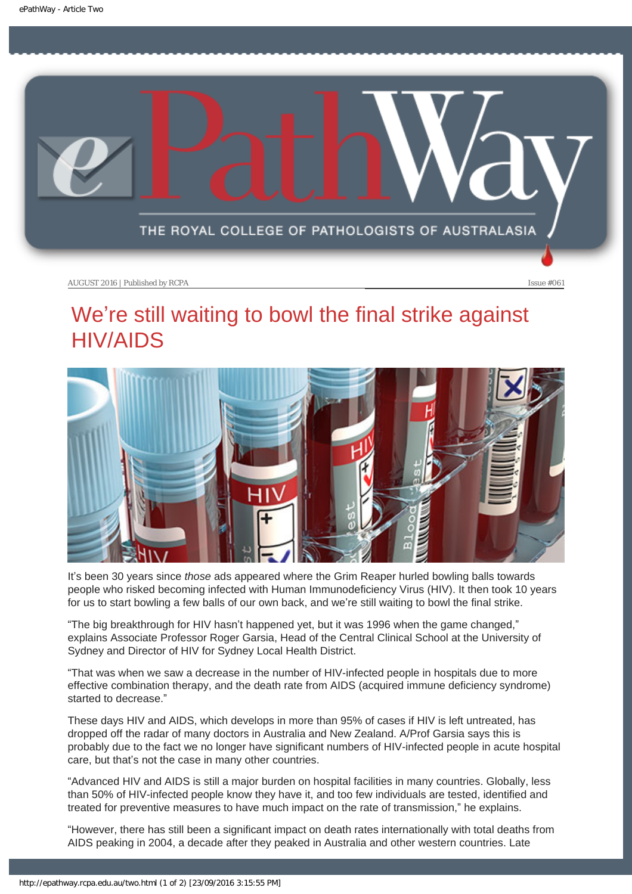AUGUST 2016 | Published by RCPA

Issue #061

# We're still waiting to bowl the final strike against HIV/AIDS

It's been 30 years since *those* ads appeared where the Grim Reaper hurled bowling balls towards people who risked becoming infected with Human Immunodeficiency Virus (HIV). It then took 10 years for us to start bowling a few balls of our own back, and we're still waiting to bowl the final strike.

"The big breakthrough for HIV hasn't happened yet, but it was 1996 when the game changed," explains Associate Professor Roger Garsia, Head of the Central Clinical School at the University of Sydney and Director of HIV for Sydney Local Health District.

"That was when we saw a decrease in the number of HIV-infected people in hospitals due to more effective combination therapy, and the death rate from AIDS (acquired immune deficiency syndrome) started to decrease."

These days HIV and AIDS, which develops in more than 95% of cases if HIV is left untreated, has dropped off the radar of many doctors in Australia and New Zealand. A/Prof Garsia says this is probably due to the fact we no longer have significant numbers of HIV-infected people in acute hospital care, but that's not the case in many other countries.

"Advanced HIV and AIDS is still a major burden on hospital facilities in many countries. Globally, less than 50% of HIV-infected people know they have it, and too few individuals are tested, identified and treated for preventive measures to have much impact on the rate of transmission," he explains.

"However, there has still been a significant impact on death rates internationally with total deaths from AIDS peaking in 2004, a decade after they peaked in Australia and other western countries. Late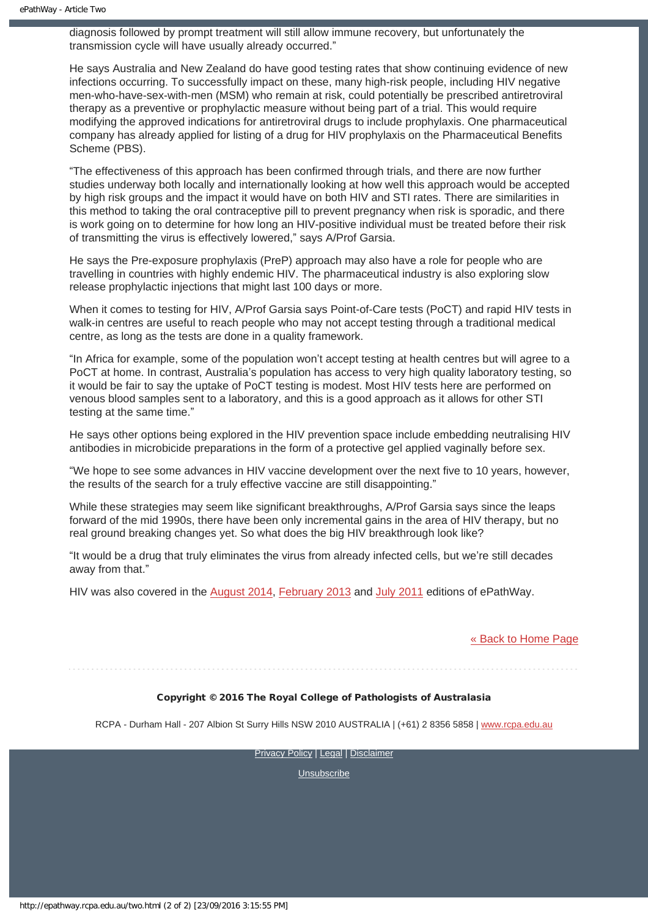diagnosis followed by prompt treatment will still allow immune recovery, but unfortunately the transmission cycle will have usually already occurred."

He says Australia and New Zealand do have good testing rates that show continuing evidence of new infections occurring. To successfully impact on these, many high-risk people, including HIV negative men-who-have-sex-with-men (MSM) who remain at risk, could potentially be prescribed antiretroviral therapy as a preventive or prophylactic measure without being part of a trial. This would require modifying the approved indications for antiretroviral drugs to include prophylaxis. One pharmaceutical company has already applied for listing of a drug for HIV prophylaxis on the Pharmaceutical Benefits Scheme (PBS).

"The effectiveness of this approach has been confirmed through trials, and there are now further studies underway both locally and internationally looking at how well this approach would be accepted by high risk groups and the impact it would have on both HIV and STI rates. There are similarities in this method to taking the oral contraceptive pill to prevent pregnancy when risk is sporadic, and there is work going on to determine for how long an HIV-positive individual must be treated before their risk of transmitting the virus is effectively lowered," says A/Prof Garsia.

He says the Pre-exposure prophylaxis (PreP) approach may also have a role for people who are travelling in countries with highly endemic HIV. The pharmaceutical industry is also exploring slow release prophylactic injections that might last 100 days or more.

When it comes to testing for HIV, A/Prof Garsia says Point-of-Care tests (PoCT) and rapid HIV tests in walk-in centres are useful to reach people who may not accept testing through a traditional medical centre, as long as the tests are done in a quality framework.

"In Africa for example, some of the population won't accept testing at health centres but will agree to a PoCT at home. In contrast, Australia's population has access to very high quality laboratory testing, so it would be fair to say the uptake of PoCT testing is modest. Most HIV tests here are performed on venous blood samples sent to a laboratory, and this is a good approach as it allows for other STI testing at the same time."

He says other options being explored in the HIV prevention space include embedding neutralising HIV antibodies in microbicide preparations in the form of a protective gel applied vaginally before sex.

"We hope to see some advances in HIV vaccine development over the next five to 10 years, however, the results of the search for a truly effective vaccine are still disappointing."

While these strategies may seem like significant breakthroughs, A/Prof Garsia says since the leaps forward of the mid 1990s, there have been only incremental gains in the area of HIV therapy, but no real ground breaking changes yet. So what does the big HIV breakthrough look like?

"It would be a drug that truly eliminates the virus from already infected cells, but we're still decades away from that."

HIV was also covered in the August 2014, February 2013 and July 2011 editions of ePathWay.

« Back to Home Page

**Copyright © 2016 The Royal College of Pathologists of Australasia**

RCPA - Durham Hall - 207 Albion St Surry Hills NSW 2010 AUSTRALIA | (+61) 2 8356 5858 | www.rcpa.edu.au

Privacy Policy | Legal | Disclaimer

Unsubscribe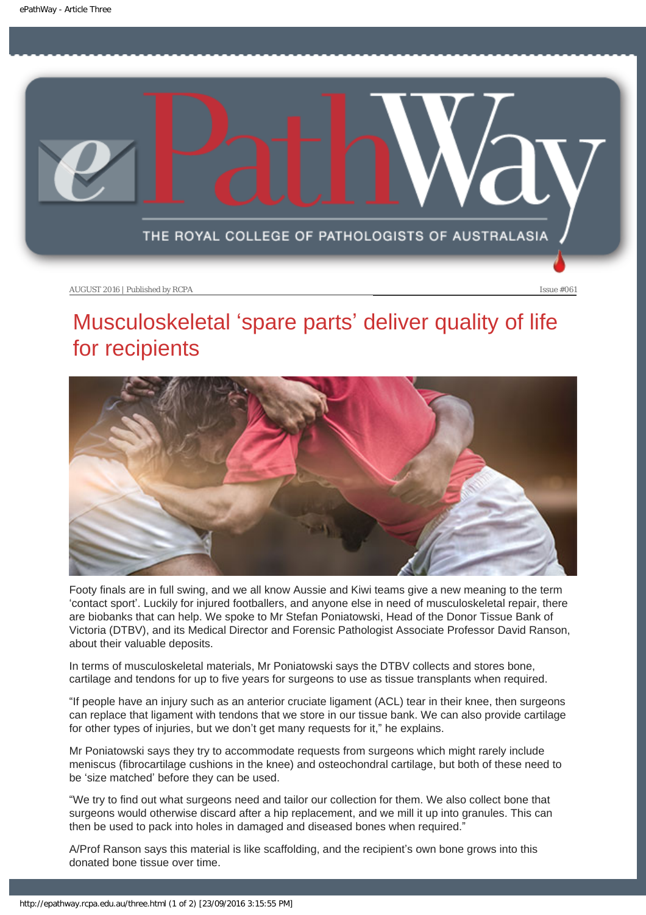AUGUST 2016 | Published by RCPA

Issue #061

# Musculoskeletal ‘spare parts’ deliver quality of life for recipients

Footy finals are in full swing, and we all know Aussie and Kiwi teams give a new meaning to the term ‘contact sport’. Luckily for injured footballers, and anyone else in need of musculoskeletal repair, there are biobanks that can help. We spoke to Mr Stefan Poniatowski, Head of the Donor Tissue Bank of Victoria (DTBV), and its Medical Director and Forensic Pathologist Associate Professor David Ranson, about their valuable deposits.

In terms of musculoskeletal materials, Mr Poniatowski says the DTBV collects and stores bone, cartilage and tendons for up to five years for surgeons to use as tissue transplants when required.

“If people have an injury such as an anterior cruciate ligament (ACL) tear in their knee, then surgeons can replace that ligament with tendons that we store in our tissue bank. We can also provide cartilage for other types of injuries, but we don’t get many requests for it,” he explains.

Mr Poniatowski says they try to accommodate requests from surgeons which might rarely include meniscus (fibrocartilage cushions in the knee) and osteochondral cartilage, but both of these need to be ‘size matched’ before they can be used.

“We try to find out what surgeons need and tailor our collection for them. We also collect bone that surgeons would otherwise discard after a hip replacement, and we mill it up into granules. This can then be used to pack into holes in damaged and diseased bones when required.”

A/Prof Ranson says this material is like scaffolding, and the recipient’s own bone grows into this donated bone tissue over time.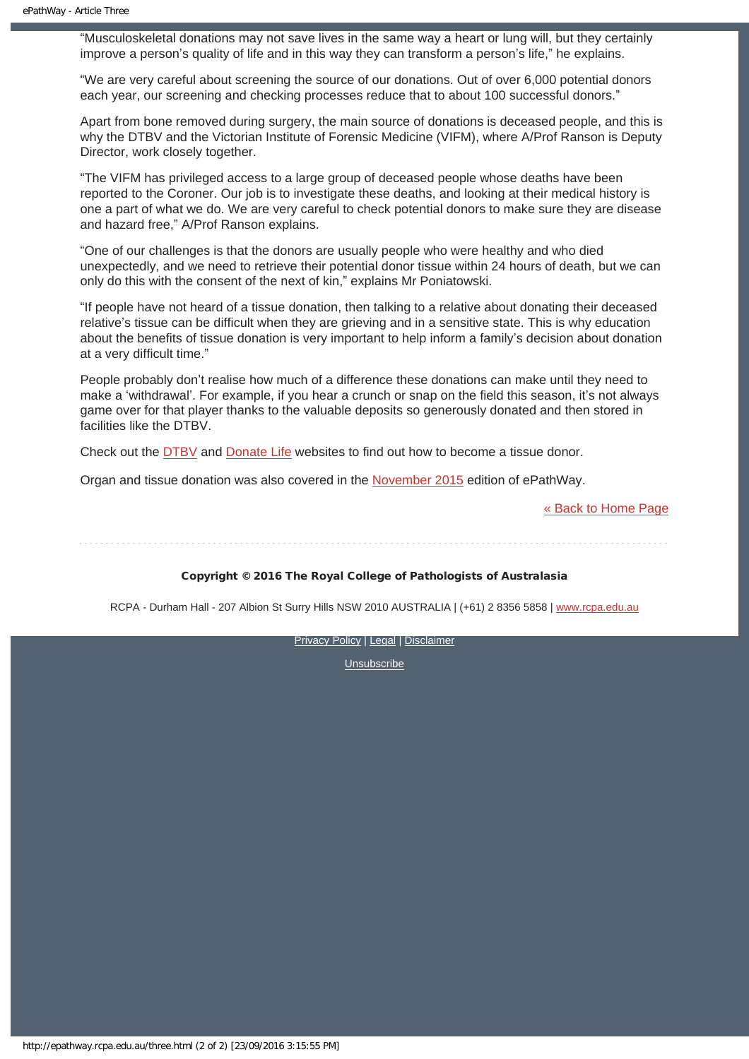"Musculoskeletal donations may not save lives in the same way a heart or lung will, but they certainly improve a person's quality of life and in this way they can transform a person's life," he explains.

"We are very careful about screening the source of our donations. Out of over 6,000 potential donors each year, our screening and checking processes reduce that to about 100 successful donors."

Apart from bone removed during surgery, the main source of donations is deceased people, and this is why the DTBV and the Victorian Institute of Forensic Medicine (VIFM), where A/Prof Ranson is Deputy Director, work closely together.

"The VIFM has privileged access to a large group of deceased people whose deaths have been reported to the Coroner. Our job is to investigate these deaths, and looking at their medical history is one a part of what we do. We are very careful to check potential donors to make sure they are disease and hazard free," A/Prof Ranson explains.

"One of our challenges is that the donors are usually people who were healthy and who died unexpectedly, and we need to retrieve their potential donor tissue within 24 hours of death, but we can only do this with the consent of the next of kin," explains Mr Poniatowski.

"If people have not heard of a tissue donation, then talking to a relative about donating their deceased relative's tissue can be difficult when they are grieving and in a sensitive state. This is why education about the benefits of tissue donation is very important to help inform a family's decision about donation at a very difficult time."

People probably don't realise how much of a difference these donations can make until they need to make a 'withdrawal'. For example, if you hear a crunch or snap on the field this season, it's not always game over for that player thanks to the valuable deposits so generously donated and then stored in facilities like the DTBV.

Check out the DTBV and Donate Life websites to find out how to become a tissue donor.

Organ and tissue donation was also covered in the November 2015 edition of ePathWay.

« Back to Home Page

**Copyright © 2016 The Royal College of Pathologists of Australasia**

RCPA - Durham Hall - 207 Albion St Surry Hills NSW 2010 AUSTRALIA | (+61) 2 8356 5858 | www.rcpa.edu.au

Privacy Policy | Legal | Disclaimer

Unsubscribe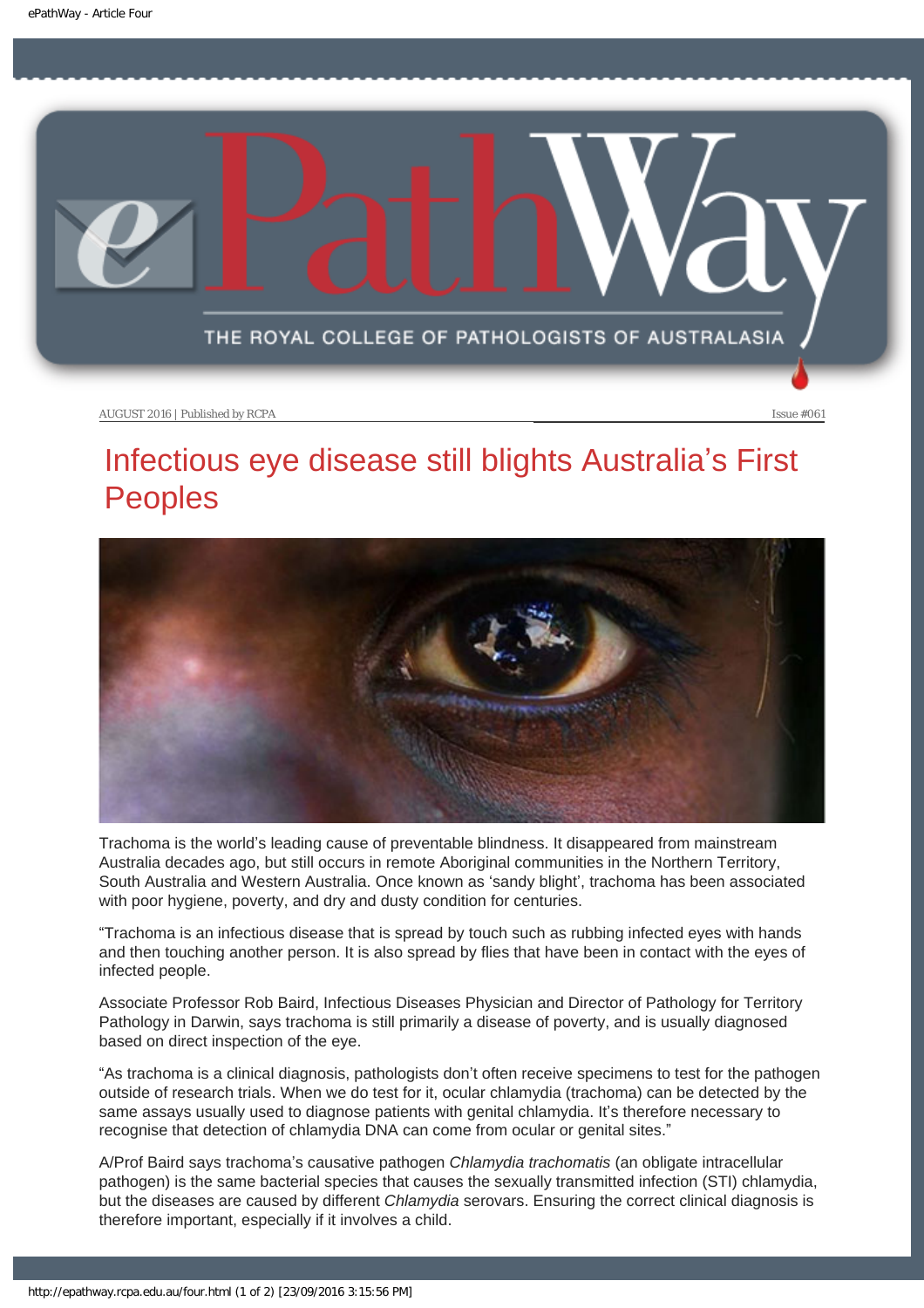AUGUST 2016 | Published by RCPA

Issue #061

# Infectious eye disease still blights Australia's First Peoples

Trachoma is the world's leading cause of preventable blindness. It disappeared from mainstream Australia decades ago, but still occurs in remote Aboriginal communities in the Northern Territory, South Australia and Western Australia. Once known as 'sandy blight', trachoma has been associated with poor hygiene, poverty, and dry and dusty condition for centuries.

"Trachoma is an infectious disease that is spread by touch such as rubbing infected eyes with hands and then touching another person. It is also spread by flies that have been in contact with the eyes of infected people.

Associate Professor Rob Baird, Infectious Diseases Physician and Director of Pathology for Territory Pathology in Darwin, says trachoma is still primarily a disease of poverty, and is usually diagnosed based on direct inspection of the eye.

"As trachoma is a clinical diagnosis, pathologists don't often receive specimens to test for the pathogen outside of research trials. When we do test for it, ocular chlamydia (trachoma) can be detected by the same assays usually used to diagnose patients with genital chlamydia. It's therefore necessary to recognise that detection of chlamydia DNA can come from ocular or genital sites."

A/Prof Baird says trachoma's causative pathogen *Chlamydia trachomatis* (an obligate intracellular pathogen) is the same bacterial species that causes the sexually transmitted infection (STI) chlamydia, but the diseases are caused by different *Chlamydia* serovars. Ensuring the correct clinical diagnosis is therefore important, especially if it involves a child.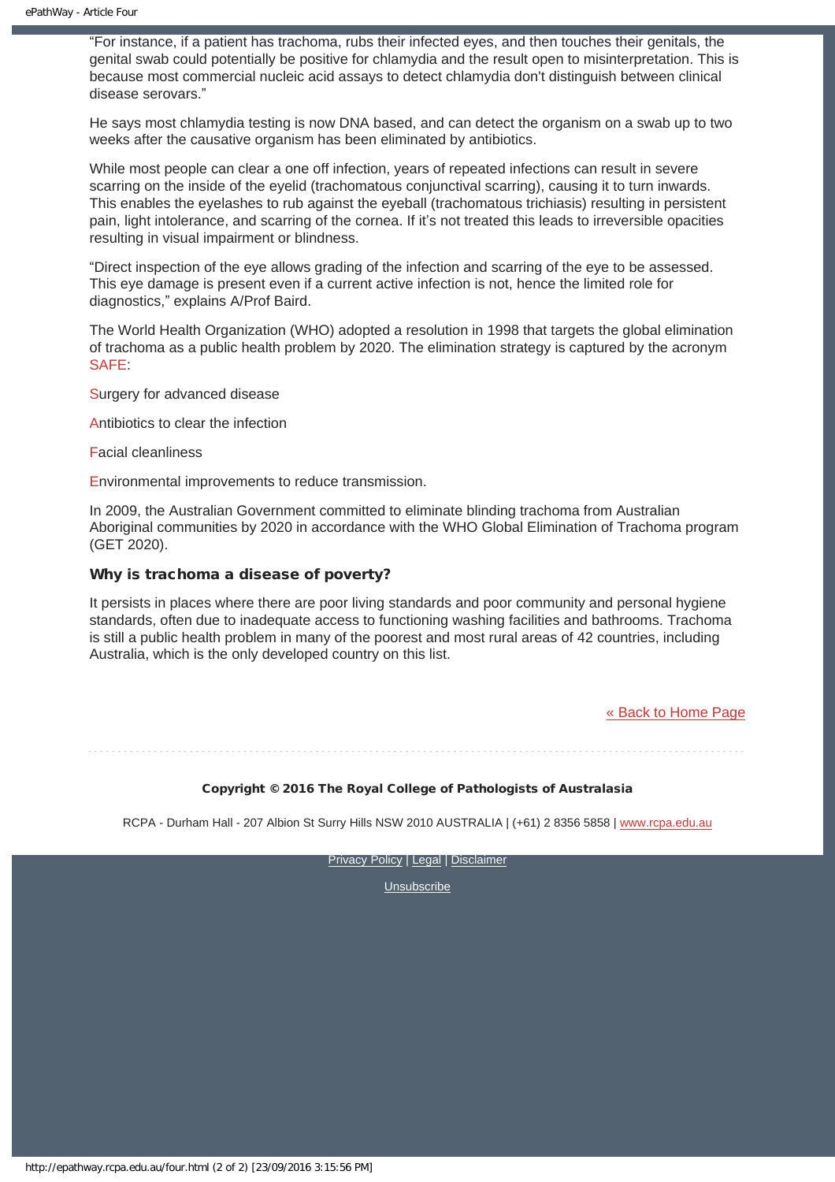"For instance, if a patient has trachoma, rubs their infected eyes, and then touches their genitals, the genital swab could potentially be positive for chlamydia and the result open to misinterpretation. This is because most commercial nucleic acid assays to detect chlamydia don't distinguish between clinical disease serovars."

He says most chlamydia testing is now DNA based, and can detect the organism on a swab up to two weeks after the causative organism has been eliminated by antibiotics.

While most people can clear a one off infection, years of repeated infections can result in severe scarring on the inside of the eyelid (trachomatous conjunctival scarring), causing it to turn inwards. This enables the eyelashes to rub against the eyeball (trachomatous trichiasis) resulting in persistent pain, light intolerance, and scarring of the cornea. If it's not treated this leads to irreversible opacities resulting in visual impairment or blindness.

"Direct inspection of the eye allows grading of the infection and scarring of the eye to be assessed. This eye damage is present even if a current active infection is not, hence the limited role for diagnostics," explains A/Prof Baird.

The World Health Organization (WHO) adopted a resolution in 1998 that targets the global elimination of trachoma as a public health problem by 2020. The elimination strategy is captured by the acronym SAFE:

Surgery for advanced disease

Antibiotics to clear the infection

Facial cleanliness

Environmental improvements to reduce transmission.

In 2009, the Australian Government committed to eliminate blinding trachoma from Australian Aboriginal communities by 2020 in accordance with the WHO Global Elimination of Trachoma program (GET 2020).

### Why is trachoma a disease of poverty?

It persists in places where there are poor living standards and poor community and personal hygiene standards, often due to inadequate access to functioning washing facilities and bathrooms. Trachoma is still a public health problem in many of the poorest and most rural areas of 42 countries, including Australia, which is the only developed country on this list.

« Back to Home Page

**Copyright © 2016 The Royal College of Pathologists of Australasia**

RCPA - Durham Hall - 207 Albion St Surry Hills NSW 2010 AUSTRALIA | (+61) 2 8356 5858 | www.rcpa.edu.au

Privacy Policy | Legal | Disclaimer

Unsubscribe